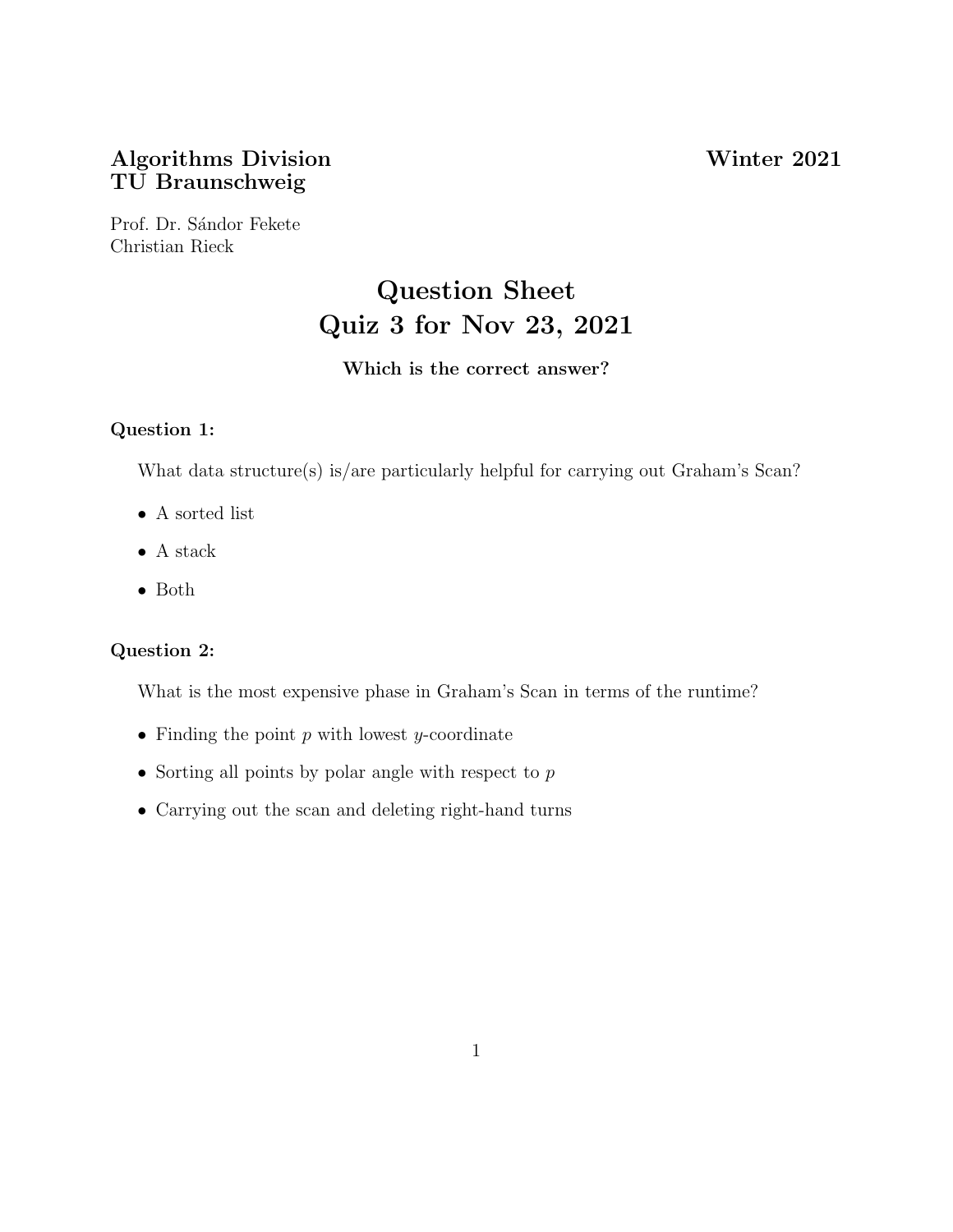**Algorithms Division** **Winter 2021**
**TU Braunschweig**

Prof. Dr. Sándor Fekete
Christian Rieck

# Question Sheet
# Quiz 3 for Nov 23, 2021

**Which is the correct answer?**

**Question 1:**

What data structure(s) is/are particularly helpful for carrying out Graham's Scan?

- A sorted list
- A stack
- Both

**Question 2:**

What is the most expensive phase in Graham's Scan in terms of the runtime?

- Finding the point $p$ with lowest $y$-coordinate
- Sorting all points by polar angle with respect to $p$
- Carrying out the scan and deleting right-hand turns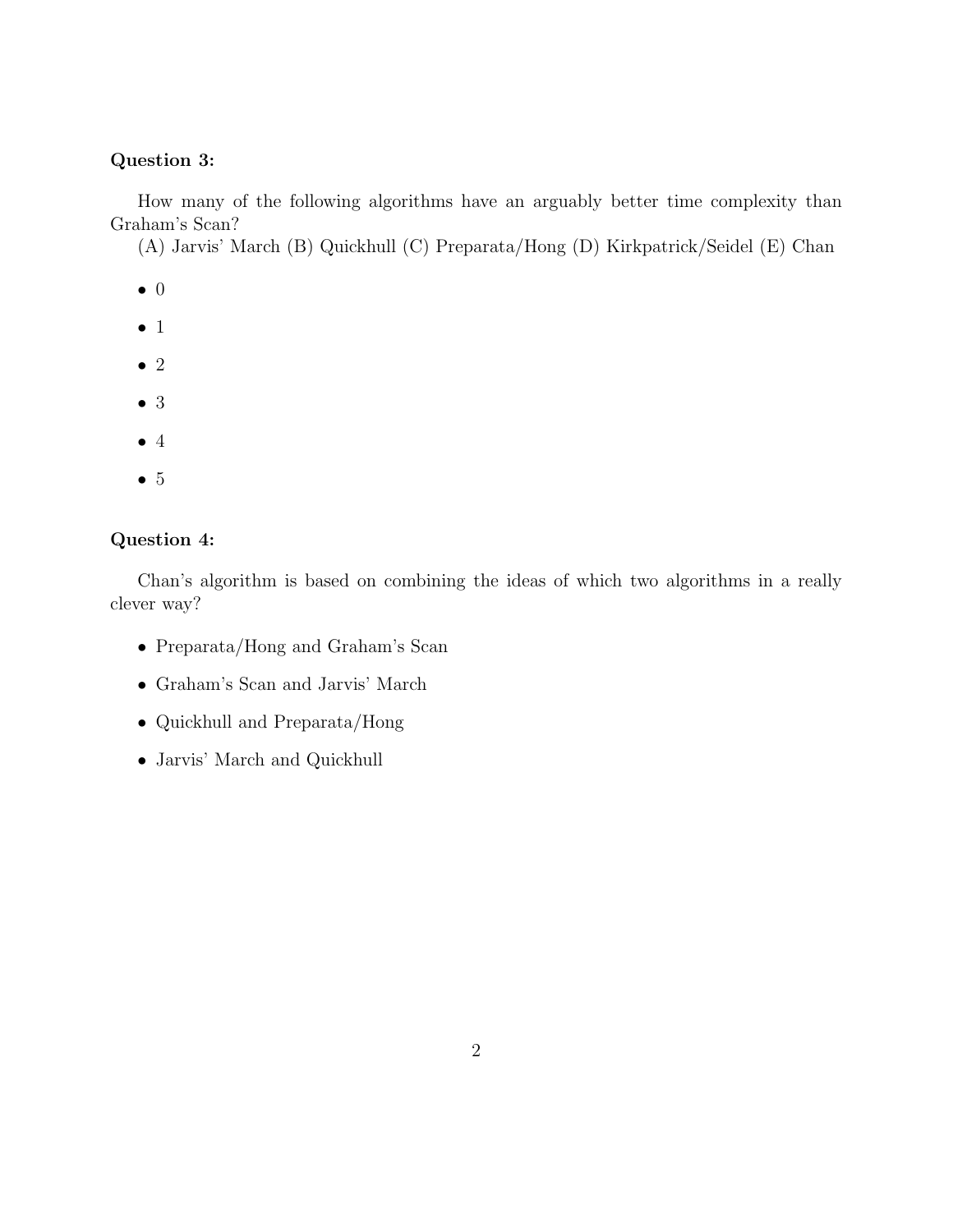**Question 3:**

How many of the following algorithms have an arguably better time complexity than Graham's Scan?
(A) Jarvis' March (B) Quickhull (C) Preparata/Hong (D) Kirkpatrick/Seidel (E) Chan

- 0
- 1
- 2
- 3
- 4
- 5

**Question 4:**

Chan's algorithm is based on combining the ideas of which two algorithms in a really clever way?

- Preparata/Hong and Graham's Scan
- Graham's Scan and Jarvis' March
- Quickhull and Preparata/Hong
- Jarvis' March and Quickhull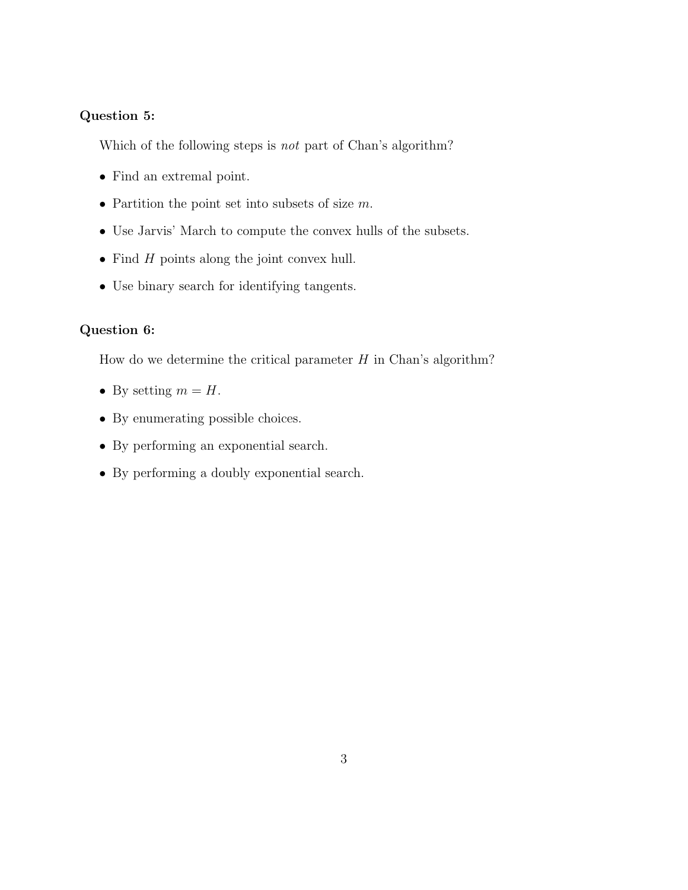**Question 5:**

Which of the following steps is *not* part of Chan's algorithm?

- Find an extremal point.
- Partition the point set into subsets of size $m$.
- Use Jarvis' March to compute the convex hulls of the subsets.
- Find $H$ points along the joint convex hull.
- Use binary search for identifying tangents.

**Question 6:**

How do we determine the critical parameter $H$ in Chan's algorithm?

- By setting $m = H$.
- By enumerating possible choices.
- By performing an exponential search.
- By performing a doubly exponential search.